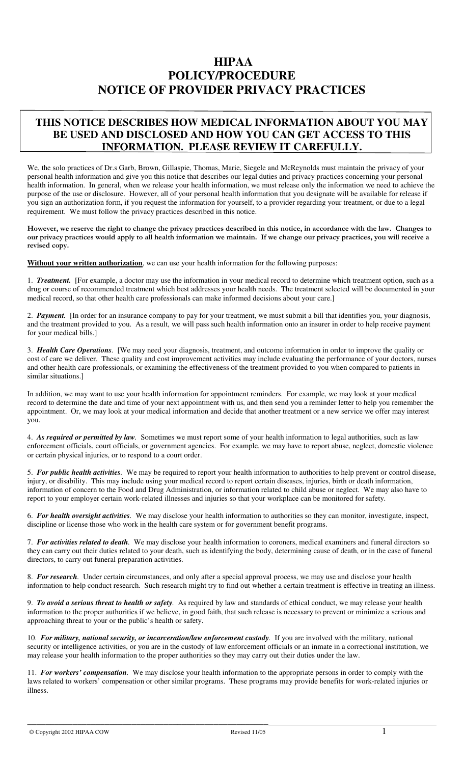# HIPAA
# POLICY/PROCEDURE
# NOTICE OF PROVIDER PRIVACY PRACTICES

## THIS NOTICE DESCRIBES HOW MEDICAL INFORMATION ABOUT YOU MAY BE USED AND DISCLOSED AND HOW YOU CAN GET ACCESS TO THIS INFORMATION. PLEASE REVIEW IT CAREFULLY.

We, the solo practices of Dr.s Garb, Brown, Gillaspie, Thomas, Marie, Siegele and McReynolds must maintain the privacy of your personal health information and give you this notice that describes our legal duties and privacy practices concerning your personal health information. In general, when we release your health information, we must release only the information we need to achieve the purpose of the use or disclosure. However, all of your personal health information that you designate will be available for release if you sign an authorization form, if you request the information for yourself, to a provider regarding your treatment, or due to a legal requirement. We must follow the privacy practices described in this notice.

**However, we reserve the right to change the privacy practices described in this notice, in accordance with the law. Changes to our privacy practices would apply to all health information we maintain. If we change our privacy practices, you will receive a revised copy.**

**Without your written authorization**, we can use your health information for the following purposes:

1. ***Treatment.*** [For example, a doctor may use the information in your medical record to determine which treatment option, such as a drug or course of recommended treatment which best addresses your health needs. The treatment selected will be documented in your medical record, so that other health care professionals can make informed decisions about your care.]

2. ***Payment.*** [In order for an insurance company to pay for your treatment, we must submit a bill that identifies you, your diagnosis, and the treatment provided to you. As a result, we will pass such health information onto an insurer in order to help receive payment for your medical bills.]

3. ***Health Care Operations***. [We may need your diagnosis, treatment, and outcome information in order to improve the quality or cost of care we deliver. These quality and cost improvement activities may include evaluating the performance of your doctors, nurses and other health care professionals, or examining the effectiveness of the treatment provided to you when compared to patients in similar situations.]

In addition, we may want to use your health information for appointment reminders. For example, we may look at your medical record to determine the date and time of your next appointment with us, and then send you a reminder letter to help you remember the appointment. Or, we may look at your medical information and decide that another treatment or a new service we offer may interest you.

4. ***As required or permitted by law***. Sometimes we must report some of your health information to legal authorities, such as law enforcement officials, court officials, or government agencies. For example, we may have to report abuse, neglect, domestic violence or certain physical injuries, or to respond to a court order.

5. ***For public health activities***. We may be required to report your health information to authorities to help prevent or control disease, injury, or disability. This may include using your medical record to report certain diseases, injuries, birth or death information, information of concern to the Food and Drug Administration, or information related to child abuse or neglect. We may also have to report to your employer certain work-related illnesses and injuries so that your workplace can be monitored for safety.

6. ***For health oversight activities***. We may disclose your health information to authorities so they can monitor, investigate, inspect, discipline or license those who work in the health care system or for government benefit programs.

7. ***For activities related to death***. We may disclose your health information to coroners, medical examiners and funeral directors so they can carry out their duties related to your death, such as identifying the body, determining cause of death, or in the case of funeral directors, to carry out funeral preparation activities.

8. ***For research***. Under certain circumstances, and only after a special approval process, we may use and disclose your health information to help conduct research. Such research might try to find out whether a certain treatment is effective in treating an illness.

9. ***To avoid a serious threat to health or safety***. As required by law and standards of ethical conduct, we may release your health information to the proper authorities if we believe, in good faith, that such release is necessary to prevent or minimize a serious and approaching threat to your or the public's health or safety.

10. ***For military, national security, or incarceration/law enforcement custody***. If you are involved with the military, national security or intelligence activities, or you are in the custody of law enforcement officials or an inmate in a correctional institution, we may release your health information to the proper authorities so they may carry out their duties under the law.

11. ***For workers' compensation***. We may disclose your health information to the appropriate persons in order to comply with the laws related to workers' compensation or other similar programs. These programs may provide benefits for work-related injuries or illness.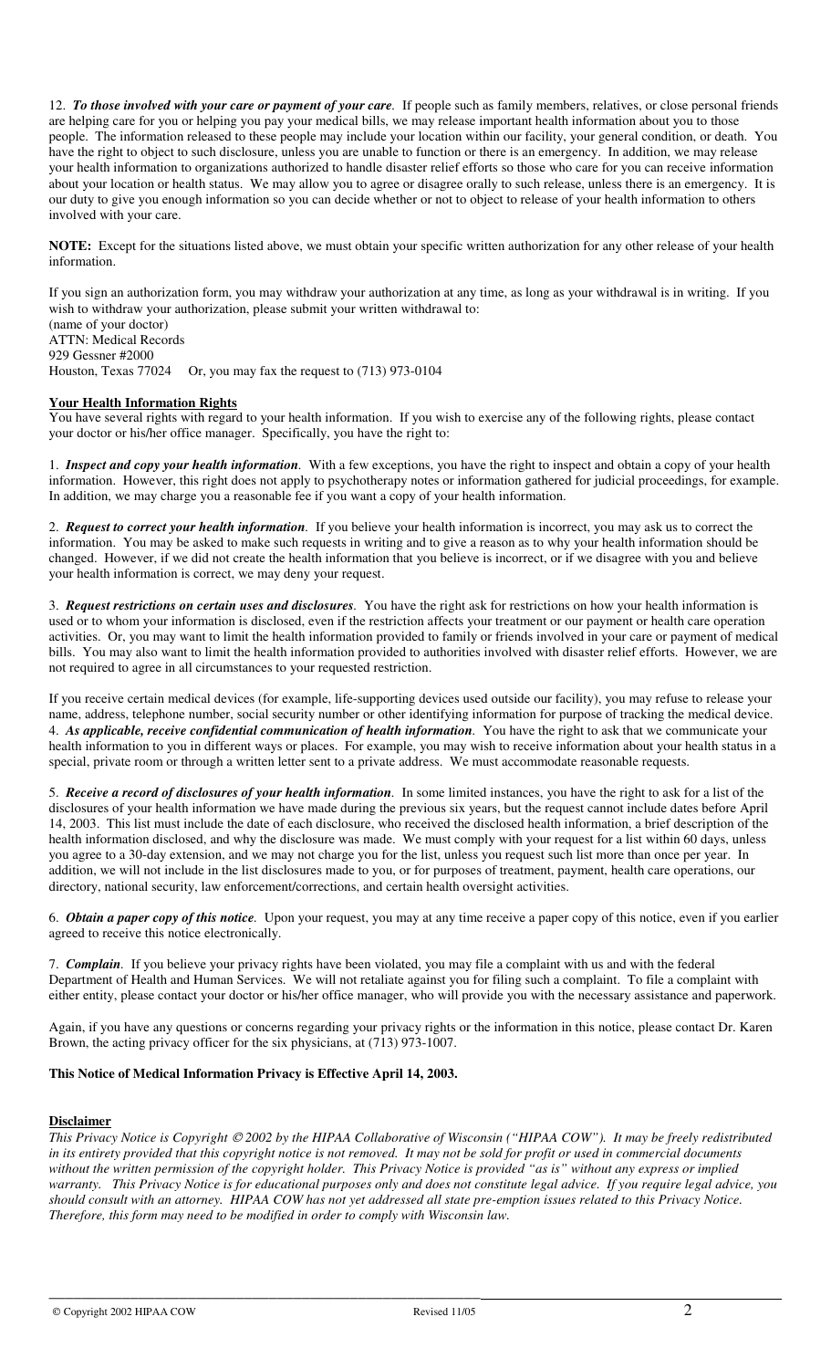12. ***To those involved with your care or payment of your care***. If people such as family members, relatives, or close personal friends are helping care for you or helping you pay your medical bills, we may release important health information about you to those people. The information released to these people may include your location within our facility, your general condition, or death. You have the right to object to such disclosure, unless you are unable to function or there is an emergency. In addition, we may release your health information to organizations authorized to handle disaster relief efforts so those who care for you can receive information about your location or health status. We may allow you to agree or disagree orally to such release, unless there is an emergency. It is our duty to give you enough information so you can decide whether or not to object to release of your health information to others involved with your care.

**NOTE:** Except for the situations listed above, we must obtain your specific written authorization for any other release of your health information.

If you sign an authorization form, you may withdraw your authorization at any time, as long as your withdrawal is in writing. If you wish to withdraw your authorization, please submit your written withdrawal to:
(name of your doctor)
ATTN: Medical Records
929 Gessner #2000
Houston, Texas 77024 Or, you may fax the request to (713) 973-0104

**Your Health Information Rights**

You have several rights with regard to your health information. If you wish to exercise any of the following rights, please contact your doctor or his/her office manager. Specifically, you have the right to:

1. ***Inspect and copy your health information***. With a few exceptions, you have the right to inspect and obtain a copy of your health information. However, this right does not apply to psychotherapy notes or information gathered for judicial proceedings, for example. In addition, we may charge you a reasonable fee if you want a copy of your health information.

2. ***Request to correct your health information***. If you believe your health information is incorrect, you may ask us to correct the information. You may be asked to make such requests in writing and to give a reason as to why your health information should be changed. However, if we did not create the health information that you believe is incorrect, or if we disagree with you and believe your health information is correct, we may deny your request.

3. ***Request restrictions on certain uses and disclosures***. You have the right ask for restrictions on how your health information is used or to whom your information is disclosed, even if the restriction affects your treatment or our payment or health care operation activities. Or, you may want to limit the health information provided to family or friends involved in your care or payment of medical bills. You may also want to limit the health information provided to authorities involved with disaster relief efforts. However, we are not required to agree in all circumstances to your requested restriction.

If you receive certain medical devices (for example, life-supporting devices used outside our facility), you may refuse to release your name, address, telephone number, social security number or other identifying information for purpose of tracking the medical device.

4. ***As applicable, receive confidential communication of health information***. You have the right to ask that we communicate your health information to you in different ways or places. For example, you may wish to receive information about your health status in a special, private room or through a written letter sent to a private address. We must accommodate reasonable requests.

5. ***Receive a record of disclosures of your health information***. In some limited instances, you have the right to ask for a list of the disclosures of your health information we have made during the previous six years, but the request cannot include dates before April 14, 2003. This list must include the date of each disclosure, who received the disclosed health information, a brief description of the health information disclosed, and why the disclosure was made. We must comply with your request for a list within 60 days, unless you agree to a 30-day extension, and we may not charge you for the list, unless you request such list more than once per year. In addition, we will not include in the list disclosures made to you, or for purposes of treatment, payment, health care operations, our directory, national security, law enforcement/corrections, and certain health oversight activities.

6. ***Obtain a paper copy of this notice***. Upon your request, you may at any time receive a paper copy of this notice, even if you earlier agreed to receive this notice electronically.

7. ***Complain***. If you believe your privacy rights have been violated, you may file a complaint with us and with the federal Department of Health and Human Services. We will not retaliate against you for filing such a complaint. To file a complaint with either entity, please contact your doctor or his/her office manager, who will provide you with the necessary assistance and paperwork.

Again, if you have any questions or concerns regarding your privacy rights or the information in this notice, please contact Dr. Karen Brown, the acting privacy officer for the six physicians, at (713) 973-1007.

**This Notice of Medical Information Privacy is Effective April 14, 2003.**

**Disclaimer**

*This Privacy Notice is Copyright © 2002 by the HIPAA Collaborative of Wisconsin ("HIPAA COW"). It may be freely redistributed in its entirety provided that this copyright notice is not removed. It may not be sold for profit or used in commercial documents without the written permission of the copyright holder. This Privacy Notice is provided "as is" without any express or implied warranty. This Privacy Notice is for educational purposes only and does not constitute legal advice. If you require legal advice, you should consult with an attorney. HIPAA COW has not yet addressed all state pre-emption issues related to this Privacy Notice. Therefore, this form may need to be modified in order to comply with Wisconsin law.*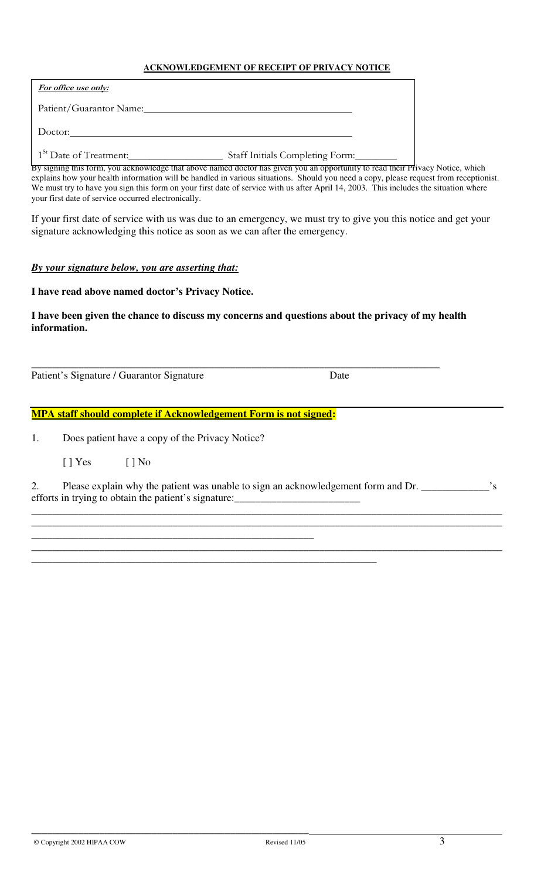**ACKNOWLEDGEMENT OF RECEIPT OF PRIVACY NOTICE**

***For office use only:***

Patient/Guarantor Name:\_\_\_\_\_\_\_\_\_\_\_\_\_\_\_\_\_\_\_\_\_\_\_\_\_\_\_\_\_\_\_\_\_\_\_\_\_\_\_\_

Doctor:\_\_\_\_\_\_\_\_\_\_\_\_\_\_\_\_\_\_\_\_\_\_\_\_\_\_\_\_\_\_\_\_\_\_\_\_\_\_\_\_\_\_\_\_\_\_\_\_\_\_\_\_\_\_

1st Date of Treatment:\_\_\_\_\_\_\_\_\_\_\_\_\_\_\_\_\_\_\_ Staff Initials Completing Form:\_\_\_\_\_\_\_\_

By signing this form, you acknowledge that above named doctor has given you an opportunity to read their Privacy Notice, which explains how your health information will be handled in various situations. Should you need a copy, please request from receptionist. We must try to have you sign this form on your first date of service with us after April 14, 2003. This includes the situation where your first date of service occurred electronically.

If your first date of service with us was due to an emergency, we must try to give you this notice and get your signature acknowledging this notice as soon as we can after the emergency.

***By your signature below, you are asserting that:***

**I have read above named doctor's Privacy Notice.**

**I have been given the chance to discuss my concerns and questions about the privacy of my health information.**

\_\_\_\_\_\_\_\_\_\_\_\_\_\_\_\_\_\_\_\_\_\_\_\_\_\_\_\_\_\_\_\_\_\_\_\_\_\_\_\_\_\_\_\_\_\_\_\_\_\_\_\_\_\_\_\_\_\_\_\_\_\_\_\_\_\_\_\_\_\_\_\_\_\_\_\_

Patient's Signature / Guarantor Signature Date

**MPA staff should complete if Acknowledgement Form is not signed:**

1. Does patient have a copy of the Privacy Notice?

   [ ] Yes [ ] No

2. Please explain why the patient was unable to sign an acknowledgement form and Dr. \_\_\_\_\_\_\_\_\_\_\_\_\_'s efforts in trying to obtain the patient's signature:\_\_\_\_\_\_\_\_\_\_\_\_\_\_\_\_\_\_\_\_\_\_\_\_

\_\_\_\_\_\_\_\_\_\_\_\_\_\_\_\_\_\_\_\_\_\_\_\_\_\_\_\_\_\_\_\_\_\_\_\_\_\_\_\_\_\_\_\_\_\_\_\_\_\_\_\_\_\_\_\_\_\_\_\_\_\_\_\_\_\_\_\_\_\_\_\_\_\_\_\_\_\_\_\_\_\_\_\_\_\_\_\_\_\_
\_\_\_\_\_\_\_\_\_\_\_\_\_\_\_\_\_\_\_\_\_\_\_\_\_\_\_\_\_\_\_\_\_\_\_\_\_\_\_\_\_\_\_\_\_\_\_\_\_\_\_\_\_\_\_\_\_\_\_\_\_\_\_\_\_\_\_\_\_\_\_\_\_\_\_\_\_\_\_\_\_\_\_\_\_\_\_\_\_\_
\_\_\_\_\_\_\_\_\_\_\_\_\_\_\_\_\_\_\_\_\_\_\_\_\_\_\_\_\_\_\_\_\_\_\_\_\_\_\_\_\_\_\_\_\_\_\_\_\_\_\_\_\_\_\_\_
\_\_\_\_\_\_\_\_\_\_\_\_\_\_\_\_\_\_\_\_\_\_\_\_\_\_\_\_\_\_\_\_\_\_\_\_\_\_\_\_\_\_\_\_\_\_\_\_\_\_\_\_\_\_\_\_\_\_\_\_\_\_\_\_\_\_\_\_\_\_\_\_\_\_\_\_\_\_\_\_\_\_\_\_\_\_\_\_\_\_
\_\_\_\_\_\_\_\_\_\_\_\_\_\_\_\_\_\_\_\_\_\_\_\_\_\_\_\_\_\_\_\_\_\_\_\_\_\_\_\_\_\_\_\_\_\_\_\_\_\_\_\_\_\_\_\_\_\_\_\_\_\_\_\_\_\_\_\_\_\_

© Copyright 2002 HIPAA COW Revised 11/05